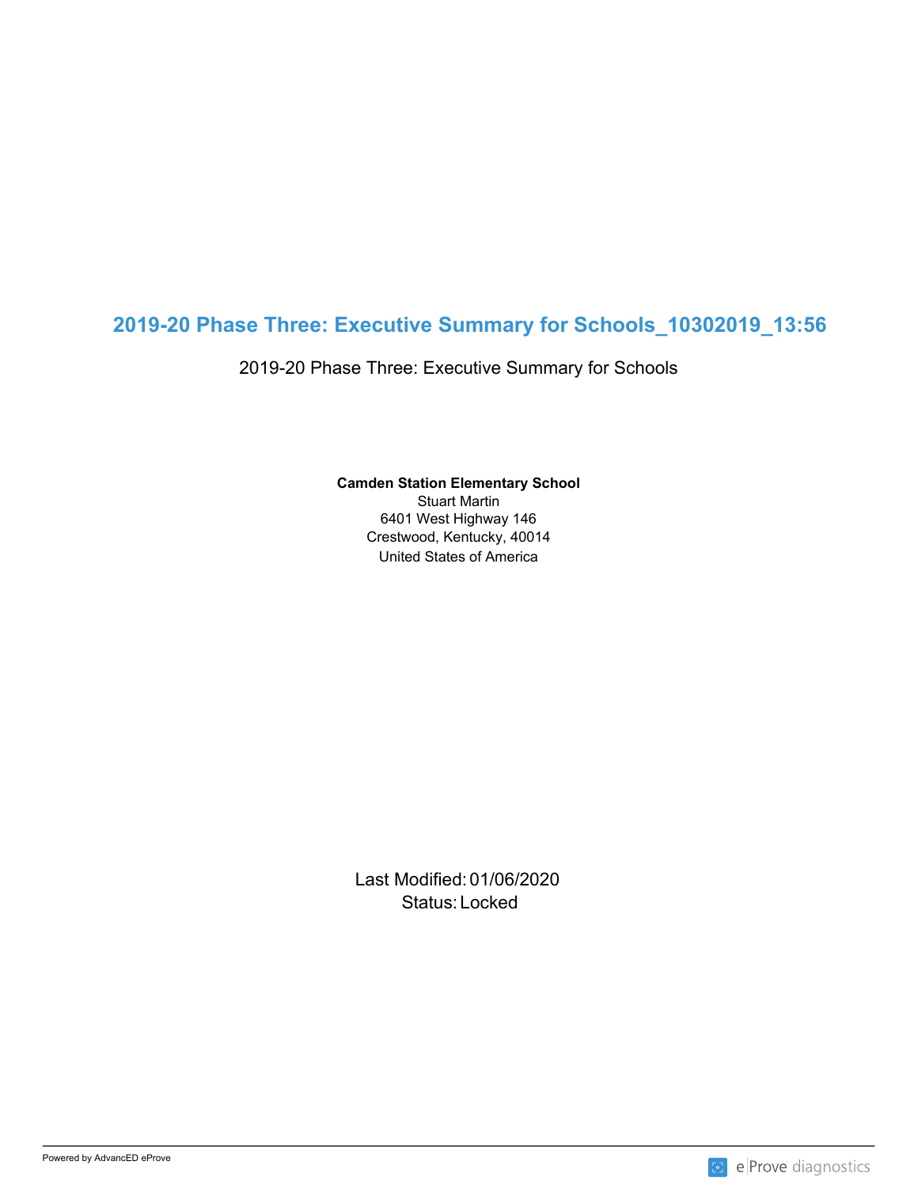# 2019-20 Phase Three: Executive Summary for Schools_10302019_13:56

2019-20 Phase Three: Executive Summary for Schools

**Camden Station Elementary School**
Stuart Martin
6401 West Highway 146
Crestwood, Kentucky, 40014
United States of America

Last Modified: 01/06/2020
Status: Locked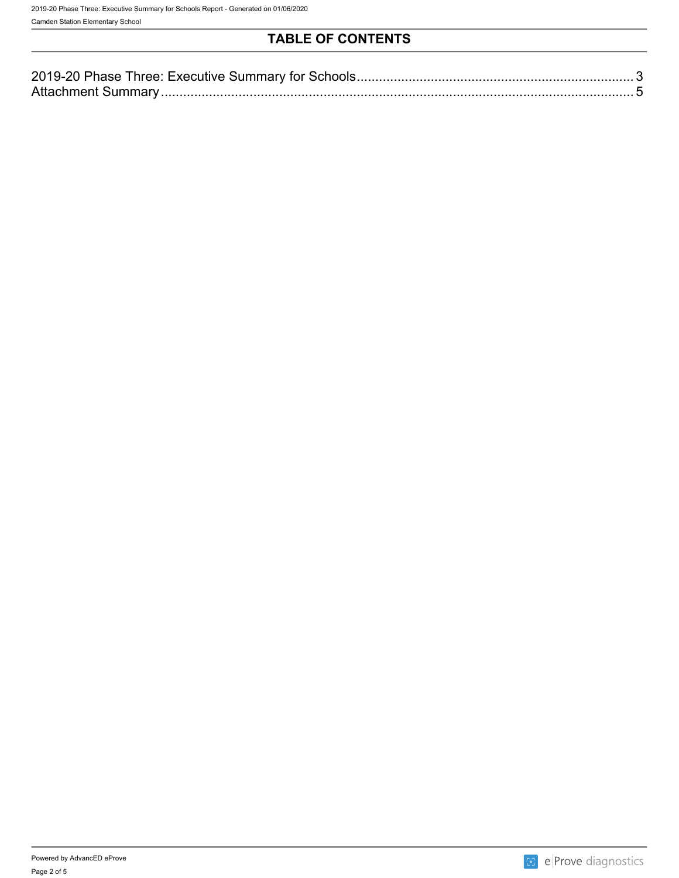# TABLE OF CONTENTS

2019-20 Phase Three: Executive Summary for Schools .......... 3
Attachment Summary .......... 5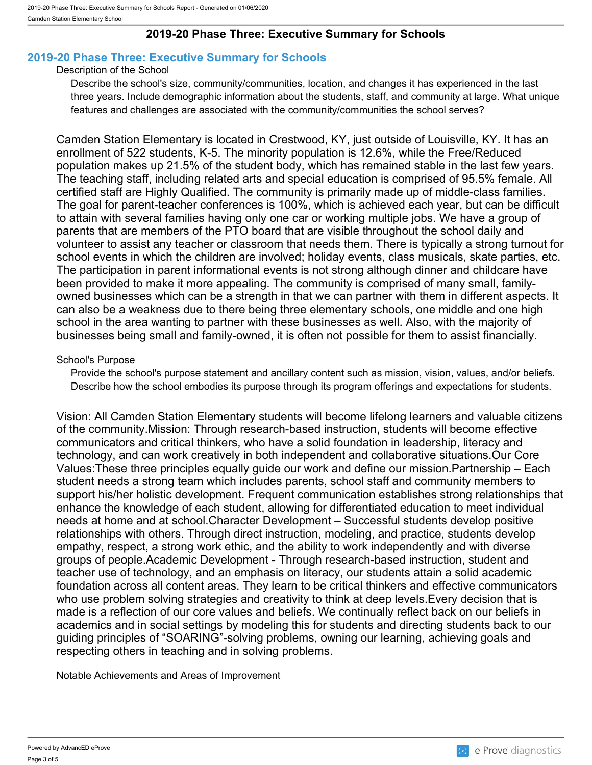# 2019-20 Phase Three: Executive Summary for Schools

## 2019-20 Phase Three: Executive Summary for Schools

### Description of the School

Describe the school's size, community/communities, location, and changes it has experienced in the last three years. Include demographic information about the students, staff, and community at large. What unique features and challenges are associated with the community/communities the school serves?

Camden Station Elementary is located in Crestwood, KY, just outside of Louisville, KY. It has an enrollment of 522 students, K-5. The minority population is 12.6%, while the Free/Reduced population makes up 21.5% of the student body, which has remained stable in the last few years. The teaching staff, including related arts and special education is comprised of 95.5% female. All certified staff are Highly Qualified. The community is primarily made up of middle-class families. The goal for parent-teacher conferences is 100%, which is achieved each year, but can be difficult to attain with several families having only one car or working multiple jobs. We have a group of parents that are members of the PTO board that are visible throughout the school daily and volunteer to assist any teacher or classroom that needs them. There is typically a strong turnout for school events in which the children are involved; holiday events, class musicals, skate parties, etc. The participation in parent informational events is not strong although dinner and childcare have been provided to make it more appealing. The community is comprised of many small, family-owned businesses which can be a strength in that we can partner with them in different aspects. It can also be a weakness due to there being three elementary schools, one middle and one high school in the area wanting to partner with these businesses as well. Also, with the majority of businesses being small and family-owned, it is often not possible for them to assist financially.

### School's Purpose

Provide the school's purpose statement and ancillary content such as mission, vision, values, and/or beliefs. Describe how the school embodies its purpose through its program offerings and expectations for students.

Vision: All Camden Station Elementary students will become lifelong learners and valuable citizens of the community.Mission: Through research-based instruction, students will become effective communicators and critical thinkers, who have a solid foundation in leadership, literacy and technology, and can work creatively in both independent and collaborative situations.Our Core Values:These three principles equally guide our work and define our mission.Partnership – Each student needs a strong team which includes parents, school staff and community members to support his/her holistic development. Frequent communication establishes strong relationships that enhance the knowledge of each student, allowing for differentiated education to meet individual needs at home and at school.Character Development – Successful students develop positive relationships with others. Through direct instruction, modeling, and practice, students develop empathy, respect, a strong work ethic, and the ability to work independently and with diverse groups of people.Academic Development - Through research-based instruction, student and teacher use of technology, and an emphasis on literacy, our students attain a solid academic foundation across all content areas. They learn to be critical thinkers and effective communicators who use problem solving strategies and creativity to think at deep levels.Every decision that is made is a reflection of our core values and beliefs. We continually reflect back on our beliefs in academics and in social settings by modeling this for students and directing students back to our guiding principles of “SOARING”-solving problems, owning our learning, achieving goals and respecting others in teaching and in solving problems.

### Notable Achievements and Areas of Improvement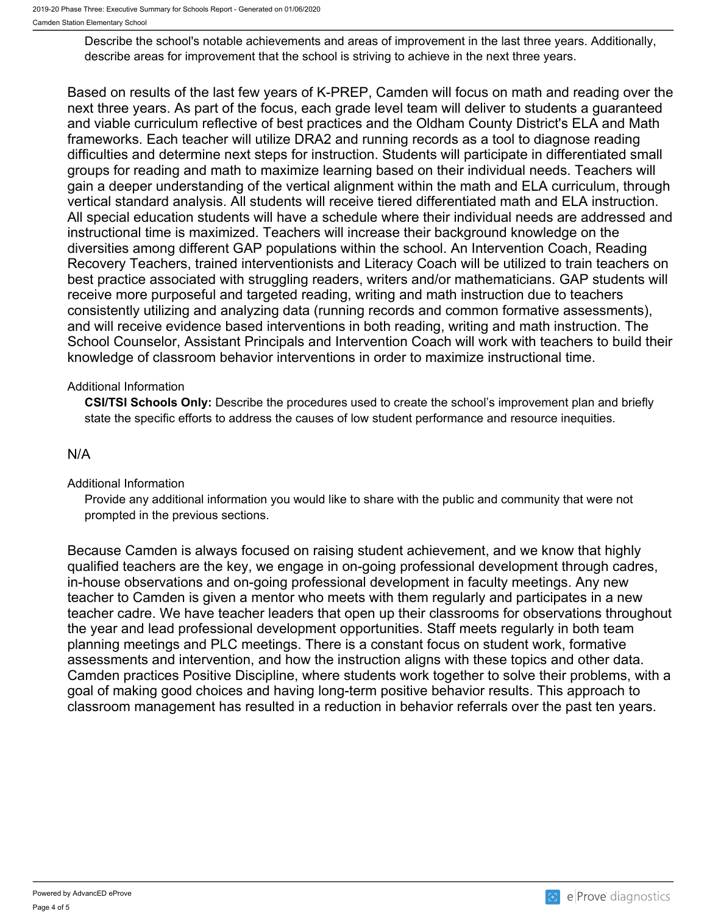Describe the school's notable achievements and areas of improvement in the last three years. Additionally, describe areas for improvement that the school is striving to achieve in the next three years.

Based on results of the last few years of K-PREP, Camden will focus on math and reading over the next three years. As part of the focus, each grade level team will deliver to students a guaranteed and viable curriculum reflective of best practices and the Oldham County District's ELA and Math frameworks. Each teacher will utilize DRA2 and running records as a tool to diagnose reading difficulties and determine next steps for instruction. Students will participate in differentiated small groups for reading and math to maximize learning based on their individual needs. Teachers will gain a deeper understanding of the vertical alignment within the math and ELA curriculum, through vertical standard analysis. All students will receive tiered differentiated math and ELA instruction. All special education students will have a schedule where their individual needs are addressed and instructional time is maximized. Teachers will increase their background knowledge on the diversities among different GAP populations within the school. An Intervention Coach, Reading Recovery Teachers, trained interventionists and Literacy Coach will be utilized to train teachers on best practice associated with struggling readers, writers and/or mathematicians. GAP students will receive more purposeful and targeted reading, writing and math instruction due to teachers consistently utilizing and analyzing data (running records and common formative assessments), and will receive evidence based interventions in both reading, writing and math instruction. The School Counselor, Assistant Principals and Intervention Coach will work with teachers to build their knowledge of classroom behavior interventions in order to maximize instructional time.

Additional Information

**CSI/TSI Schools Only:** Describe the procedures used to create the school's improvement plan and briefly state the specific efforts to address the causes of low student performance and resource inequities.

N/A

Additional Information

Provide any additional information you would like to share with the public and community that were not prompted in the previous sections.

Because Camden is always focused on raising student achievement, and we know that highly qualified teachers are the key, we engage in on-going professional development through cadres, in-house observations and on-going professional development in faculty meetings. Any new teacher to Camden is given a mentor who meets with them regularly and participates in a new teacher cadre. We have teacher leaders that open up their classrooms for observations throughout the year and lead professional development opportunities. Staff meets regularly in both team planning meetings and PLC meetings. There is a constant focus on student work, formative assessments and intervention, and how the instruction aligns with these topics and other data. Camden practices Positive Discipline, where students work together to solve their problems, with a goal of making good choices and having long-term positive behavior results. This approach to classroom management has resulted in a reduction in behavior referrals over the past ten years.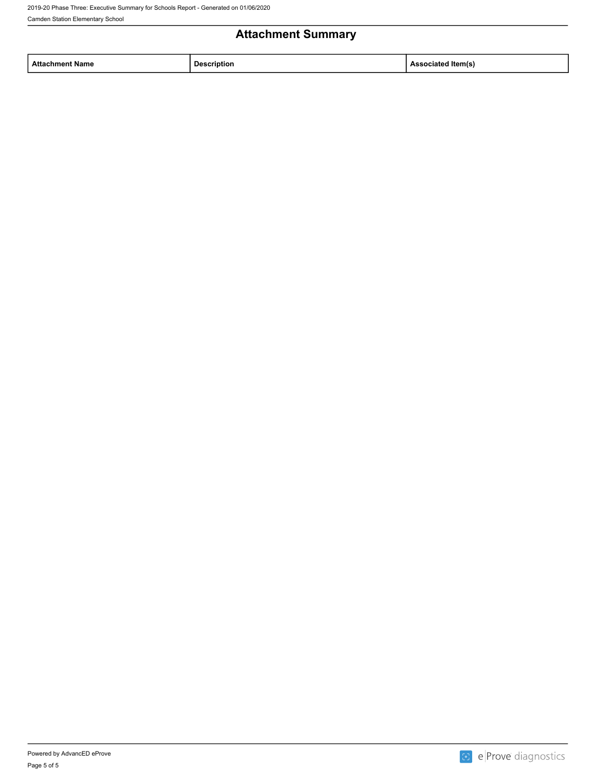# Attachment Summary

| Attachment Name | Description | Associated Item(s) |
|---|---|---|